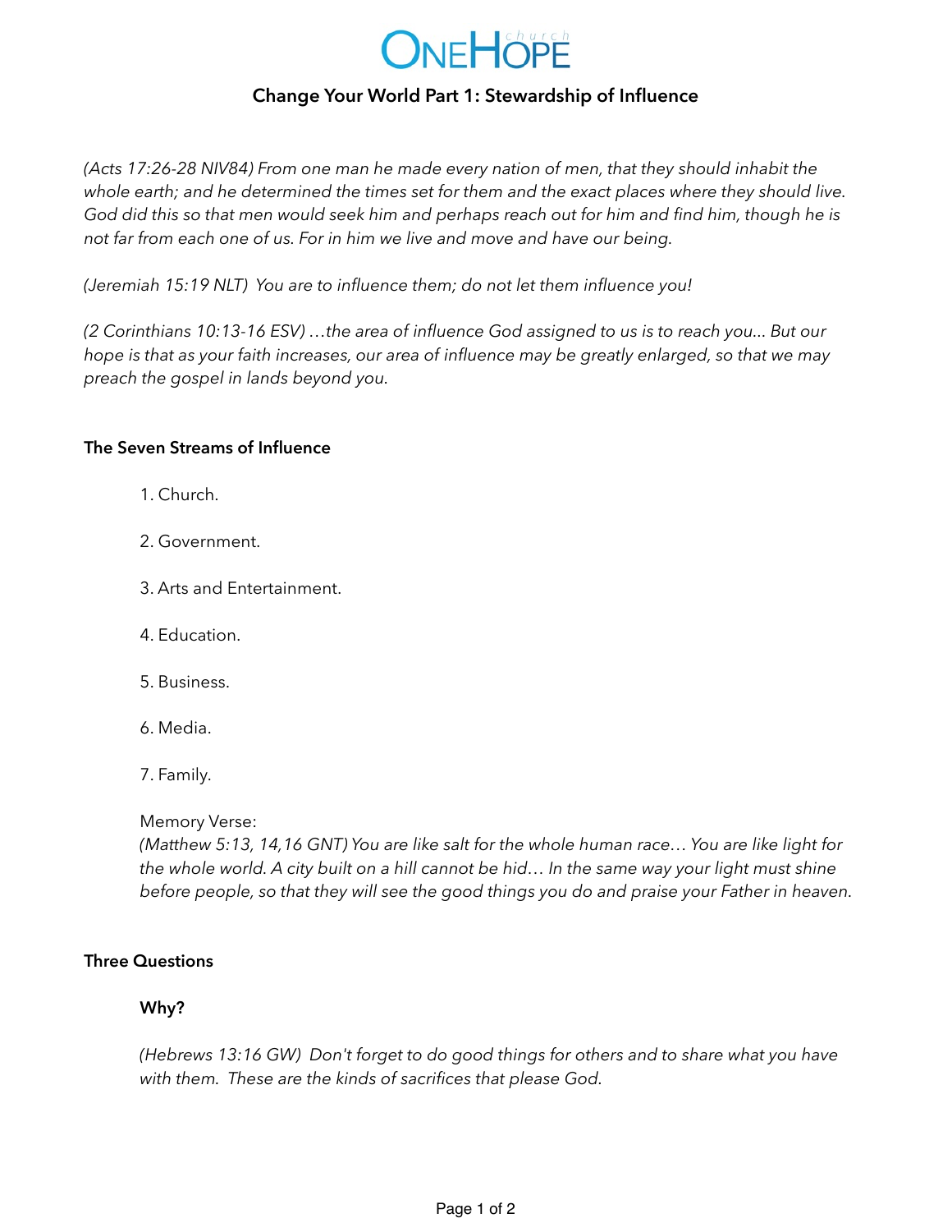# OneHope church

## Change Your World Part 1: Stewardship of Influence

*(Acts 17:26-28 NIV84) From one man he made every nation of men, that they should inhabit the whole earth; and he determined the times set for them and the exact places where they should live. God did this so that men would seek him and perhaps reach out for him and find him, though he is not far from each one of us. For in him we live and move and have our being.*

*(Jeremiah 15:19 NLT) You are to influence them; do not let them influence you!*

*(2 Corinthians 10:13-16 ESV) …the area of influence God assigned to us is to reach you... But our hope is that as your faith increases, our area of influence may be greatly enlarged, so that we may preach the gospel in lands beyond you.*

### The Seven Streams of Influence

1. Church.
2. Government.
3. Arts and Entertainment.
4. Education.
5. Business.
6. Media.
7. Family.

Memory Verse:
*(Matthew 5:13, 14,16 GNT) You are like salt for the whole human race… You are like light for the whole world. A city built on a hill cannot be hid… In the same way your light must shine before people, so that they will see the good things you do and praise your Father in heaven.*

### Three Questions

#### Why?

*(Hebrews 13:16 GW) Don't forget to do good things for others and to share what you have with them. These are the kinds of sacrifices that please God.*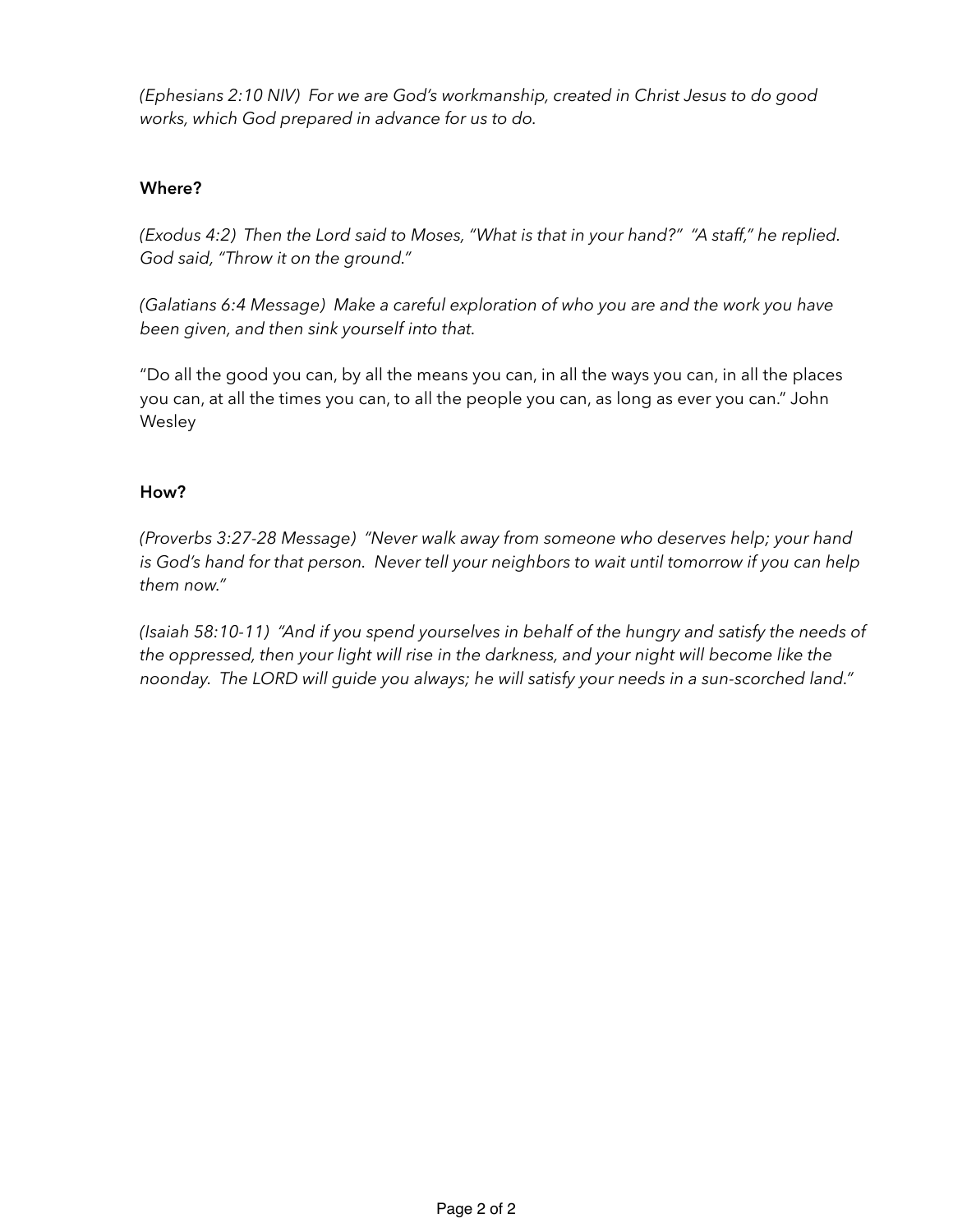*(Ephesians 2:10 NIV) For we are God's workmanship, created in Christ Jesus to do good works, which God prepared in advance for us to do.*

**Where?**

*(Exodus 4:2) Then the Lord said to Moses, "What is that in your hand?" "A staff," he replied. God said, "Throw it on the ground."*

*(Galatians 6:4 Message) Make a careful exploration of who you are and the work you have been given, and then sink yourself into that.*

"Do all the good you can, by all the means you can, in all the ways you can, in all the places you can, at all the times you can, to all the people you can, as long as ever you can." John Wesley

**How?**

*(Proverbs 3:27-28 Message) "Never walk away from someone who deserves help; your hand is God's hand for that person. Never tell your neighbors to wait until tomorrow if you can help them now."*

*(Isaiah 58:10-11) "And if you spend yourselves in behalf of the hungry and satisfy the needs of the oppressed, then your light will rise in the darkness, and your night will become like the noonday. The LORD will guide you always; he will satisfy your needs in a sun-scorched land."*